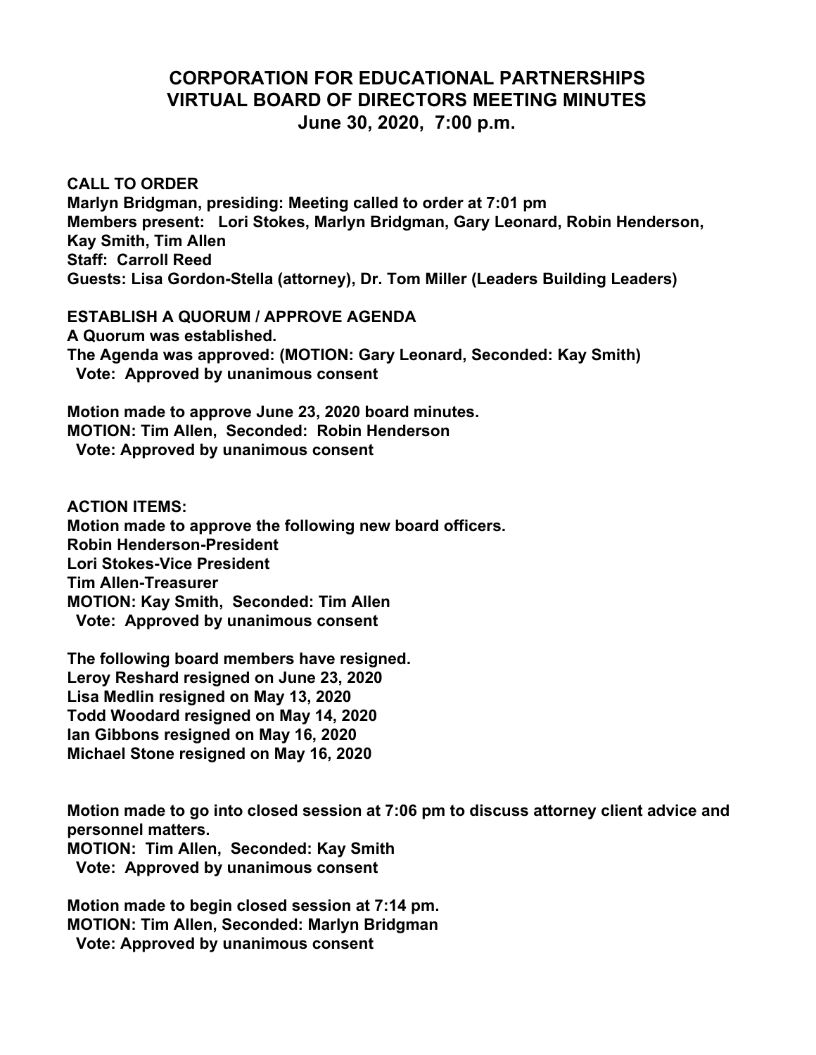# CORPORATION FOR EDUCATIONAL PARTNERSHIPS
# VIRTUAL BOARD OF DIRECTORS MEETING MINUTES
## June 30, 2020, 7:00 p.m.

**CALL TO ORDER**
**Marlyn Bridgman, presiding: Meeting called to order at 7:01 pm**
**Members present: Lori Stokes, Marlyn Bridgman, Gary Leonard, Robin Henderson, Kay Smith, Tim Allen**
**Staff: Carroll Reed**
**Guests: Lisa Gordon-Stella (attorney), Dr. Tom Miller (Leaders Building Leaders)**

**ESTABLISH A QUORUM / APPROVE AGENDA**
**A Quorum was established.**
**The Agenda was approved: (MOTION: Gary Leonard, Seconded: Kay Smith)**
**Vote: Approved by unanimous consent**

**Motion made to approve June 23, 2020 board minutes.**
**MOTION: Tim Allen, Seconded: Robin Henderson**
**Vote: Approved by unanimous consent**

**ACTION ITEMS:**
**Motion made to approve the following new board officers.**
**Robin Henderson-President**
**Lori Stokes-Vice President**
**Tim Allen-Treasurer**
**MOTION: Kay Smith, Seconded: Tim Allen**
**Vote: Approved by unanimous consent**

**The following board members have resigned.**
**Leroy Reshard resigned on June 23, 2020**
**Lisa Medlin resigned on May 13, 2020**
**Todd Woodard resigned on May 14, 2020**
**Ian Gibbons resigned on May 16, 2020**
**Michael Stone resigned on May 16, 2020**

**Motion made to go into closed session at 7:06 pm to discuss attorney client advice and personnel matters.**
**MOTION: Tim Allen, Seconded: Kay Smith**
**Vote: Approved by unanimous consent**

**Motion made to begin closed session at 7:14 pm.**
**MOTION: Tim Allen, Seconded: Marlyn Bridgman**
**Vote: Approved by unanimous consent**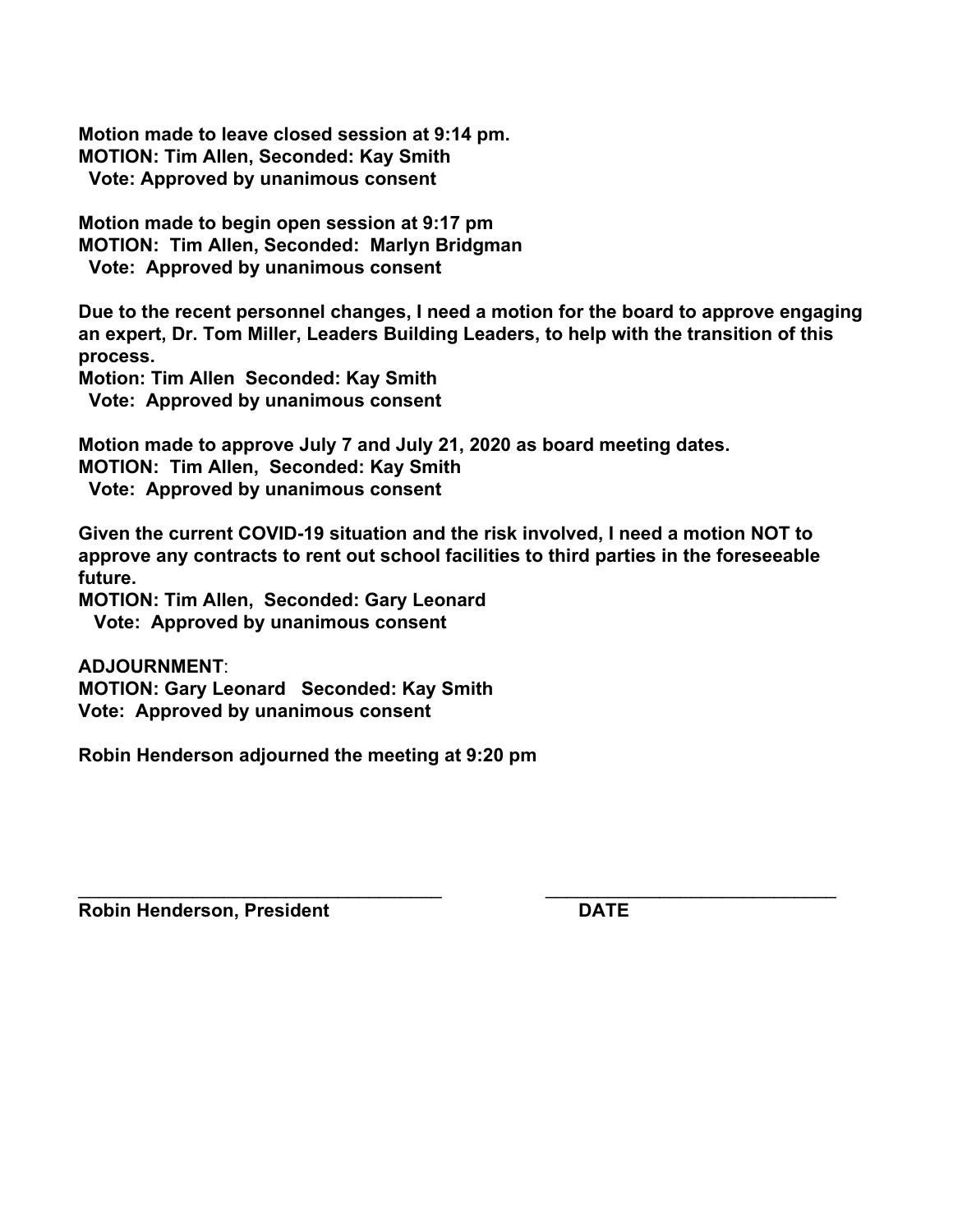**Motion made to leave closed session at 9:14 pm.**
**MOTION: Tim Allen, Seconded: Kay Smith**
**Vote: Approved by unanimous consent**

**Motion made to begin open session at 9:17 pm**
**MOTION: Tim Allen, Seconded: Marlyn Bridgman**
**Vote: Approved by unanimous consent**

**Due to the recent personnel changes, I need a motion for the board to approve engaging an expert, Dr. Tom Miller, Leaders Building Leaders, to help with the transition of this process.**
**Motion: Tim Allen Seconded: Kay Smith**
**Vote: Approved by unanimous consent**

**Motion made to approve July 7 and July 21, 2020 as board meeting dates.**
**MOTION: Tim Allen, Seconded: Kay Smith**
**Vote: Approved by unanimous consent**

**Given the current COVID-19 situation and the risk involved, I need a motion NOT to approve any contracts to rent out school facilities to third parties in the foreseeable future.**
**MOTION: Tim Allen, Seconded: Gary Leonard**
**Vote: Approved by unanimous consent**

**ADJOURNMENT**:
**MOTION: Gary Leonard Seconded: Kay Smith**
**Vote: Approved by unanimous consent**

**Robin Henderson adjourned the meeting at 9:20 pm**

\_\_\_\_\_\_\_\_\_\_\_\_\_\_\_\_\_\_\_\_\_\_\_\_\_\_\_\_\_\_\_\_\_\_\_\_\_ \_\_\_\_\_\_\_\_\_\_\_\_\_\_\_\_\_\_\_\_\_\_\_\_\_\_\_\_\_\_

**Robin Henderson, President** **DATE**